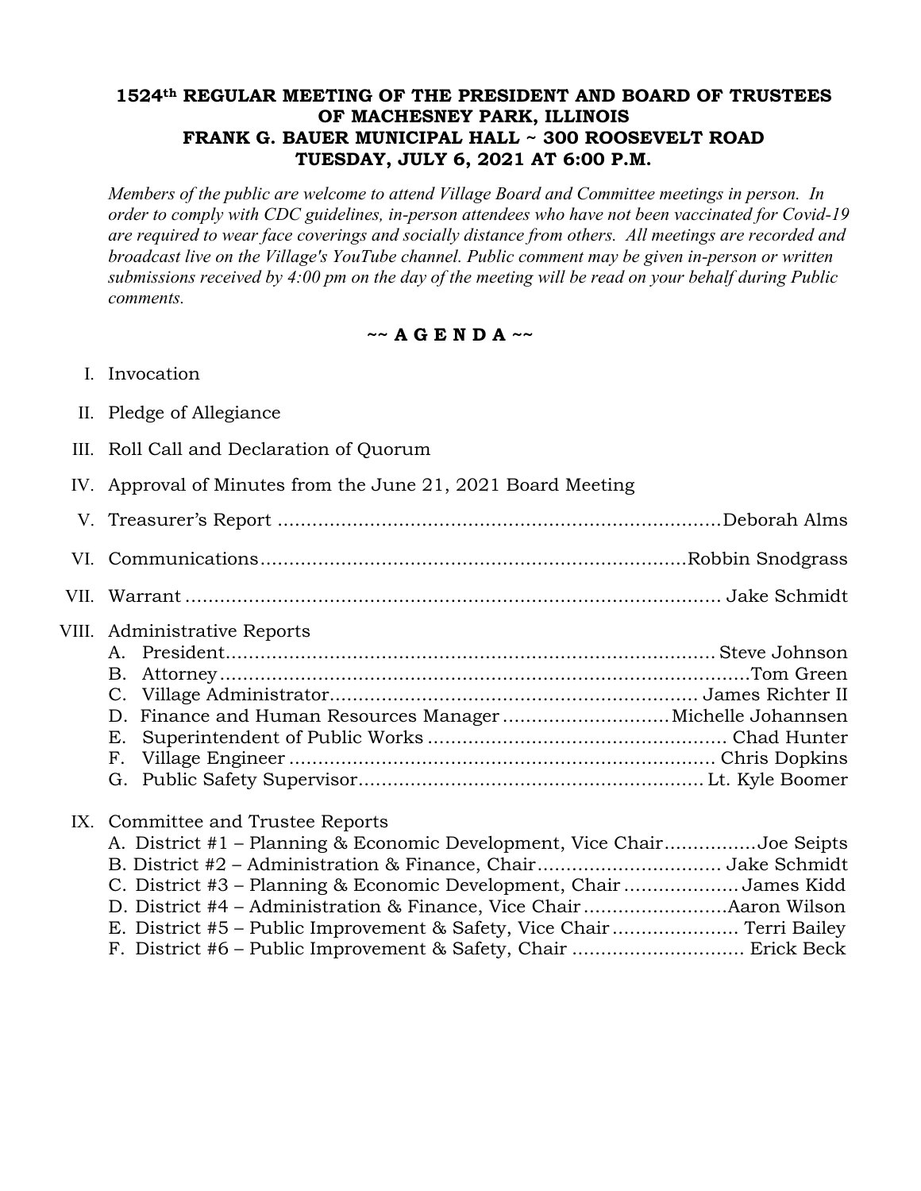# 1524th REGULAR MEETING OF THE PRESIDENT AND BOARD OF TRUSTEES OF MACHESNEY PARK, ILLINOIS
## FRANK G. BAUER MUNICIPAL HALL ~ 300 ROOSEVELT ROAD
## TUESDAY, JULY 6, 2021 AT 6:00 P.M.

*Members of the public are welcome to attend Village Board and Committee meetings in person. In order to comply with CDC guidelines, in-person attendees who have not been vaccinated for Covid-19 are required to wear face coverings and socially distance from others. All meetings are recorded and broadcast live on the Village's YouTube channel. Public comment may be given in-person or written submissions received by 4:00 pm on the day of the meeting will be read on your behalf during Public comments.*

**~~ A G E N D A ~~**

I. Invocation

II. Pledge of Allegiance

III. Roll Call and Declaration of Quorum

IV. Approval of Minutes from the June 21, 2021 Board Meeting

V. Treasurer's Report ........................................ Deborah Alms

VI. Communications ........................................ Robbin Snodgrass

VII. Warrant ........................................ Jake Schmidt

VIII. Administrative Reports

- A. President ........................................ Steve Johnson
- B. Attorney ........................................ Tom Green
- C. Village Administrator ........................................ James Richter II
- D. Finance and Human Resources Manager ........................................ Michelle Johannsen
- E. Superintendent of Public Works ........................................ Chad Hunter
- F. Village Engineer ........................................ Chris Dopkins
- G. Public Safety Supervisor ........................................ Lt. Kyle Boomer

IX. Committee and Trustee Reports

- A. District #1 – Planning & Economic Development, Vice Chair ................ Joe Seipts
- B. District #2 – Administration & Finance, Chair ................................ Jake Schmidt
- C. District #3 – Planning & Economic Development, Chair .................... James Kidd
- D. District #4 – Administration & Finance, Vice Chair ......................... Aaron Wilson
- E. District #5 – Public Improvement & Safety, Vice Chair ...................... Terri Bailey
- F. District #6 – Public Improvement & Safety, Chair .............................. Erick Beck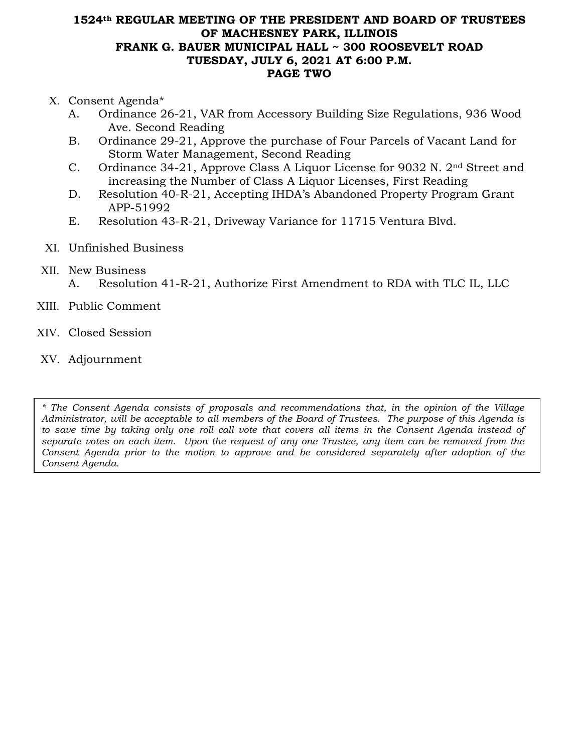# 1524th REGULAR MEETING OF THE PRESIDENT AND BOARD OF TRUSTEES OF MACHESNEY PARK, ILLINOIS
## FRANK G. BAUER MUNICIPAL HALL ~ 300 ROOSEVELT ROAD
## TUESDAY, JULY 6, 2021 AT 6:00 P.M.
## PAGE TWO

X. Consent Agenda*
   - A. Ordinance 26-21, VAR from Accessory Building Size Regulations, 936 Wood Ave. Second Reading
   - B. Ordinance 29-21, Approve the purchase of Four Parcels of Vacant Land for Storm Water Management, Second Reading
   - C. Ordinance 34-21, Approve Class A Liquor License for 9032 N. 2nd Street and increasing the Number of Class A Liquor Licenses, First Reading
   - D. Resolution 40-R-21, Accepting IHDA's Abandoned Property Program Grant APP-51992
   - E. Resolution 43-R-21, Driveway Variance for 11715 Ventura Blvd.

XI. Unfinished Business

XII. New Business
   - A. Resolution 41-R-21, Authorize First Amendment to RDA with TLC IL, LLC

XIII. Public Comment

XIV. Closed Session

XV. Adjournment

*\* The Consent Agenda consists of proposals and recommendations that, in the opinion of the Village Administrator, will be acceptable to all members of the Board of Trustees. The purpose of this Agenda is to save time by taking only one roll call vote that covers all items in the Consent Agenda instead of separate votes on each item. Upon the request of any one Trustee, any item can be removed from the Consent Agenda prior to the motion to approve and be considered separately after adoption of the Consent Agenda.*